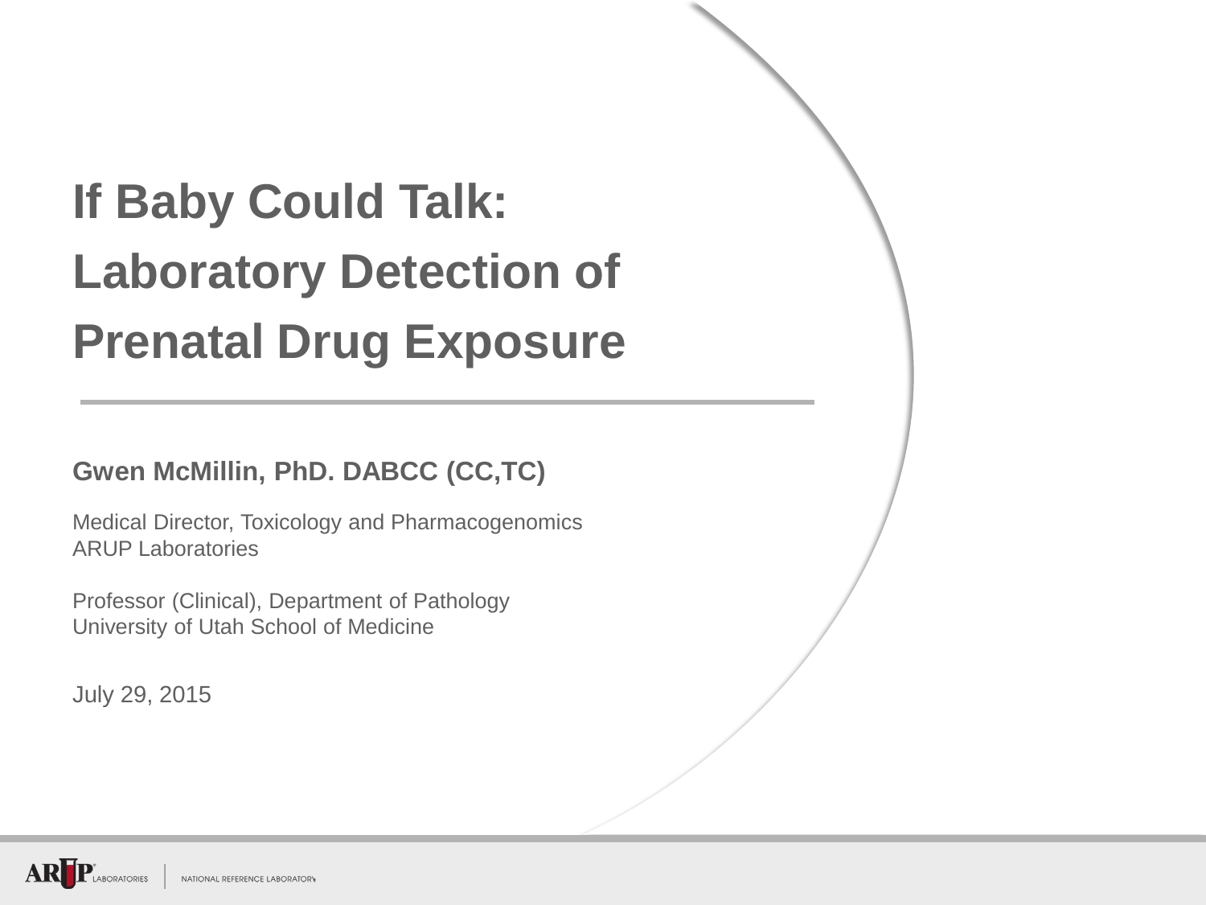# If Baby Could Talk: Laboratory Detection of Prenatal Drug Exposure

**Gwen McMillin, PhD. DABCC (CC,TC)**

Medical Director, Toxicology and Pharmacogenomics
ARUP Laboratories

Professor (Clinical), Department of Pathology
University of Utah School of Medicine

July 29, 2015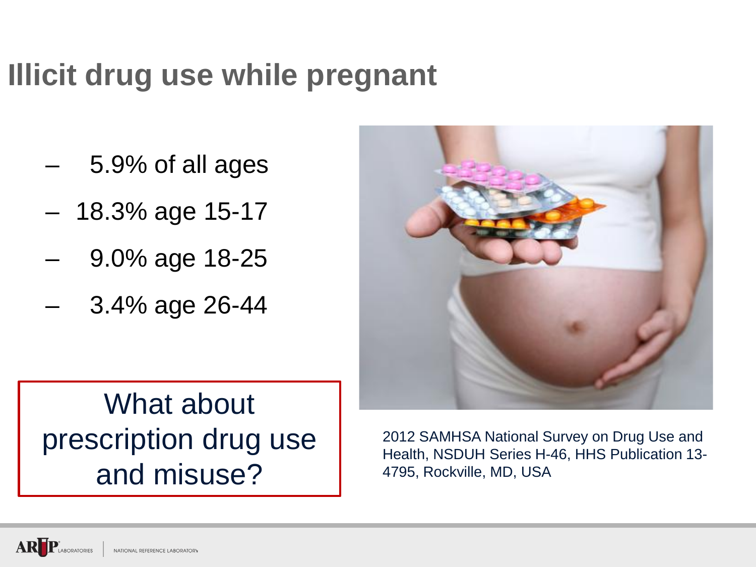# Illicit drug use while pregnant

- 5.9% of all ages
- 18.3% age 15-17
- 9.0% age 18-25
- 3.4% age 26-44

What about prescription drug use and misuse?

2012 SAMHSA National Survey on Drug Use and Health, NSDUH Series H-46, HHS Publication 13-4795, Rockville, MD, USA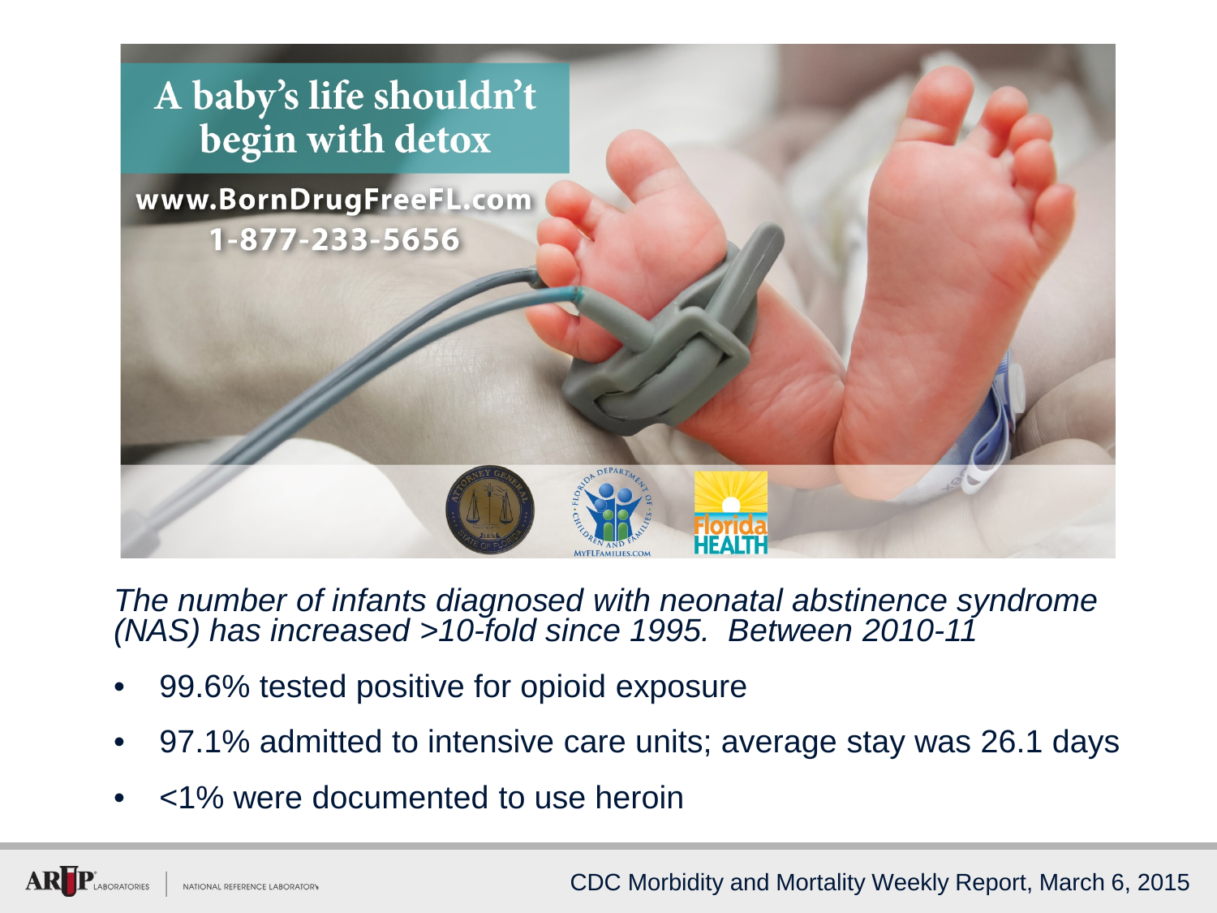A baby's life shouldn't begin with detox

www.BornDrugFreeFL.com
1-877-233-5656

*The number of infants diagnosed with neonatal abstinence syndrome (NAS) has increased >10-fold since 1995. Between 2010-11*

- 99.6% tested positive for opioid exposure
- 97.1% admitted to intensive care units; average stay was 26.1 days
- <1% were documented to use heroin

CDC Morbidity and Mortality Weekly Report, March 6, 2015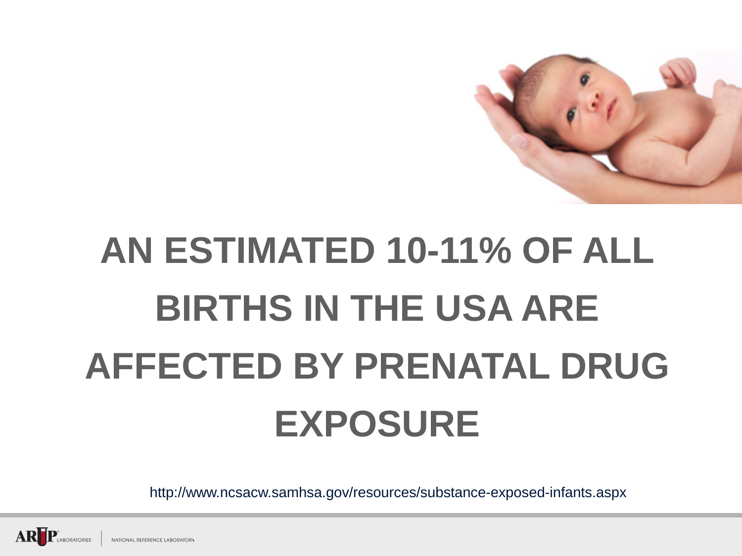# AN ESTIMATED 10-11% OF ALL BIRTHS IN THE USA ARE AFFECTED BY PRENATAL DRUG EXPOSURE

http://www.ncsacw.samhsa.gov/resources/substance-exposed-infants.aspx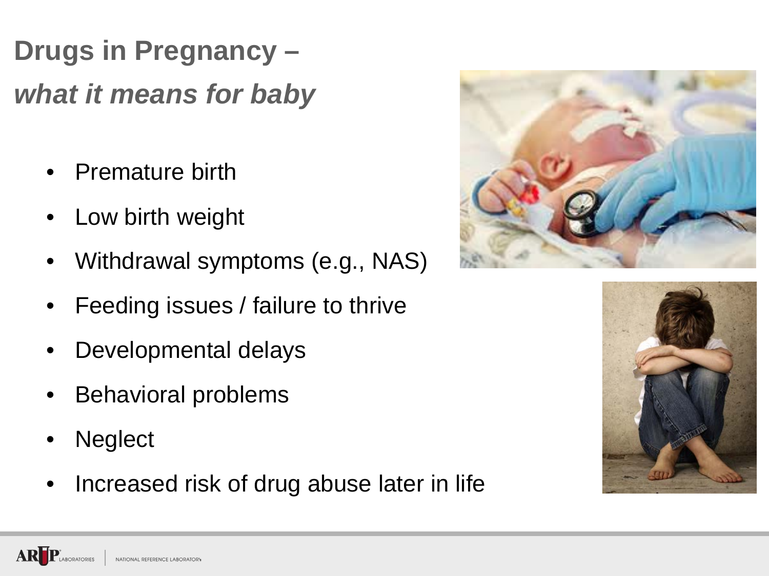# Drugs in Pregnancy – *what it means for baby*

- Premature birth
- Low birth weight
- Withdrawal symptoms (e.g., NAS)
- Feeding issues / failure to thrive
- Developmental delays
- Behavioral problems
- Neglect
- Increased risk of drug abuse later in life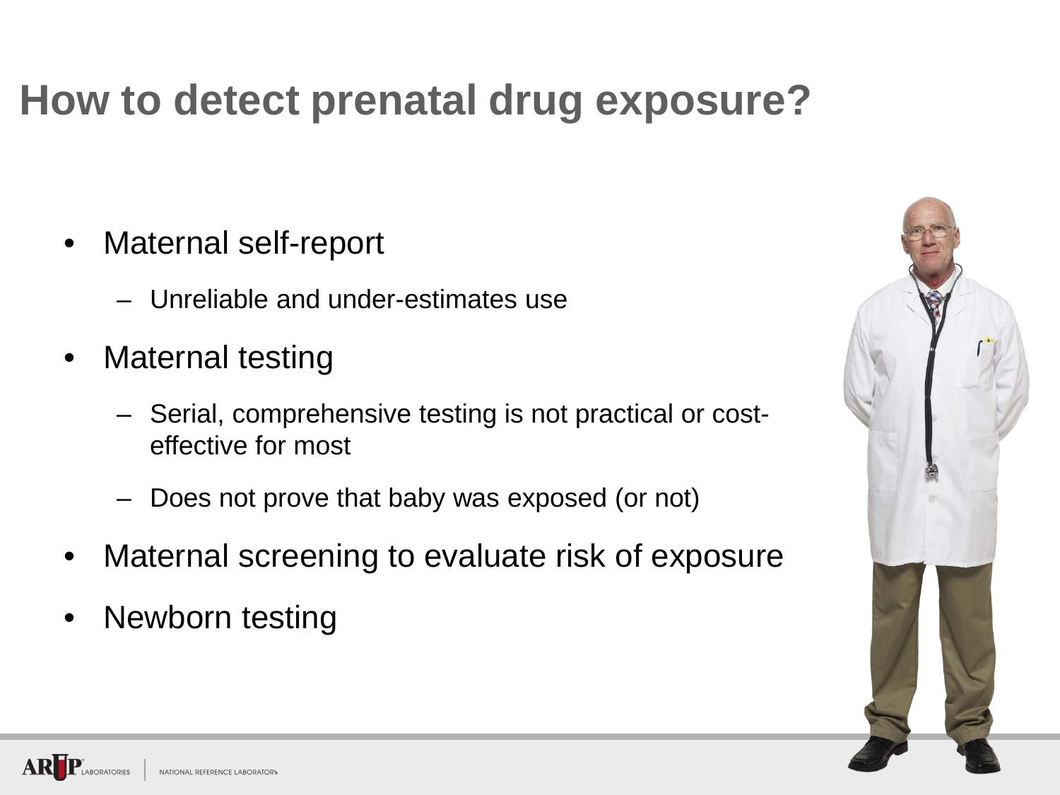# How to detect prenatal drug exposure?

- Maternal self-report
  - Unreliable and under-estimates use
- Maternal testing
  - Serial, comprehensive testing is not practical or cost-effective for most
  - Does not prove that baby was exposed (or not)
- Maternal screening to evaluate risk of exposure
- Newborn testing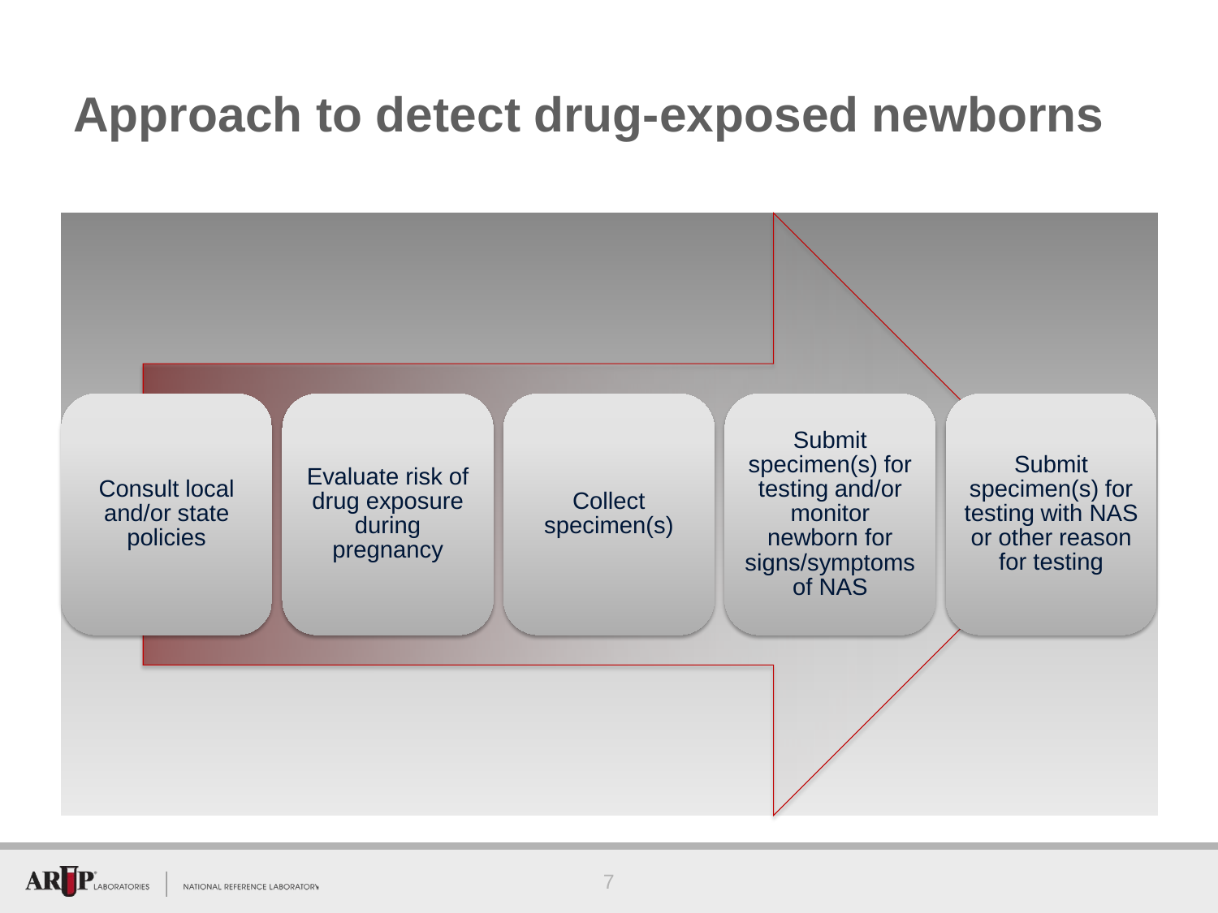# Approach to detect drug-exposed newborns

1. Consult local and/or state policies
2. Evaluate risk of drug exposure during pregnancy
3. Collect specimen(s)
4. Submit specimen(s) for testing and/or monitor newborn for signs/symptoms of NAS
5. Submit specimen(s) for testing with NAS or other reason for testing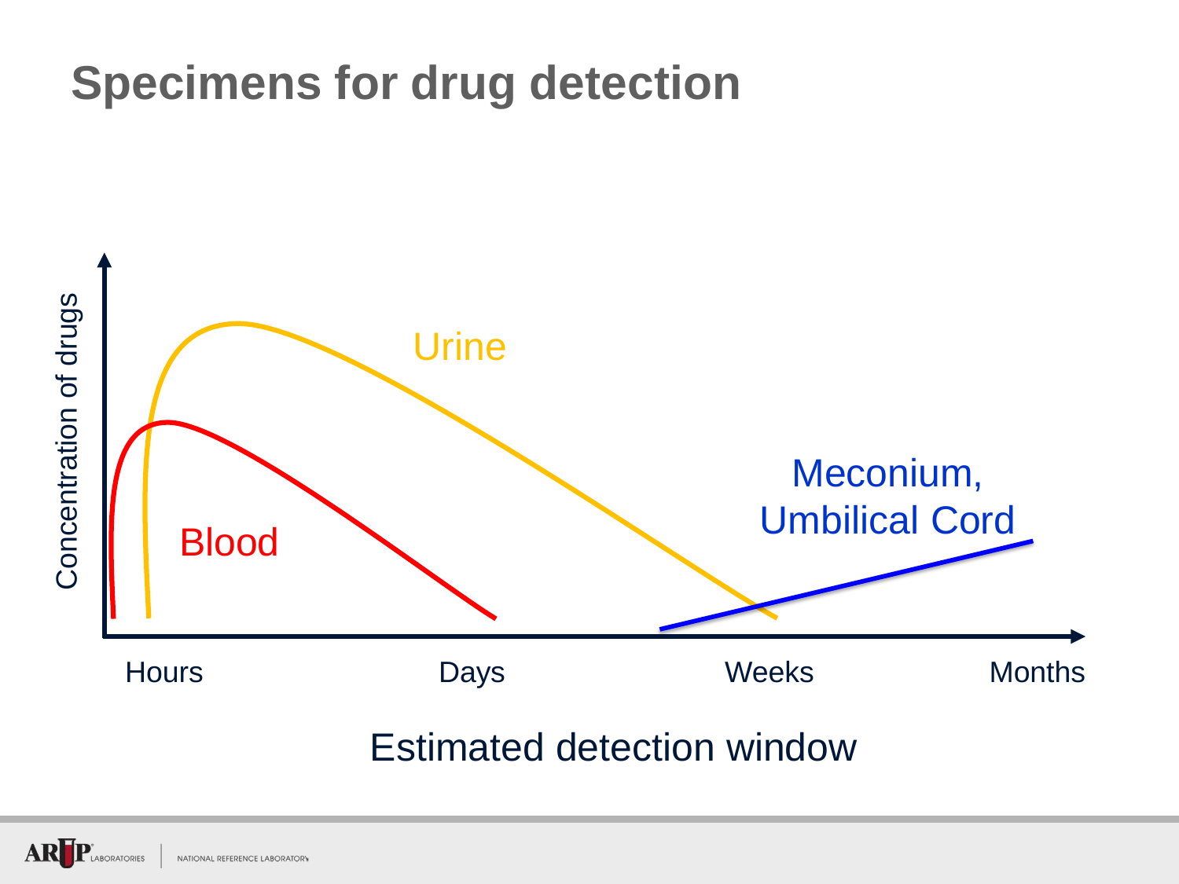# Specimens for drug detection

Concentration of drugs

Urine

Blood

Meconium, Umbilical Cord

Hours | Days | Weeks | Months

Estimated detection window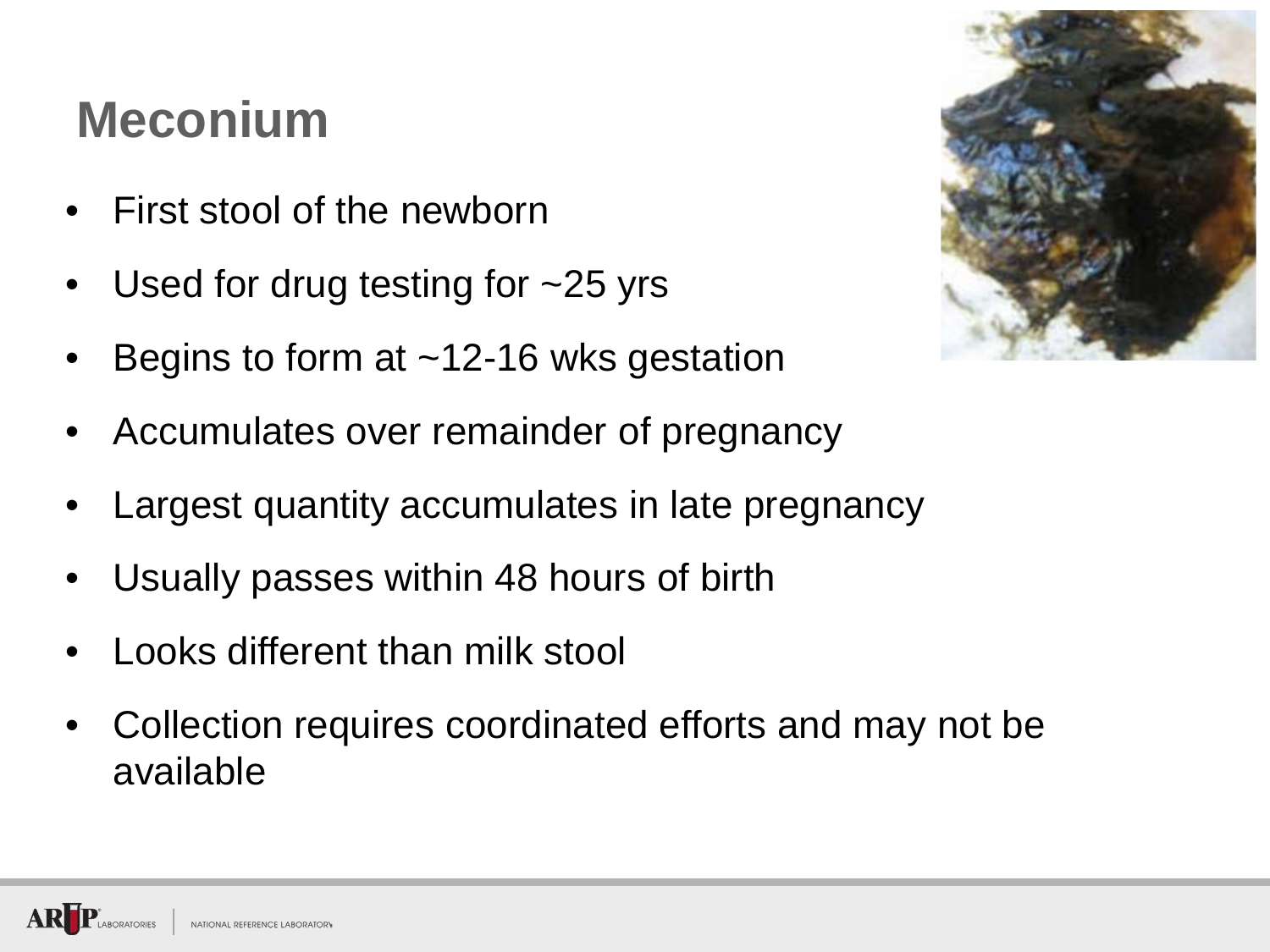# Meconium

- First stool of the newborn
- Used for drug testing for ~25 yrs
- Begins to form at ~12-16 wks gestation
- Accumulates over remainder of pregnancy
- Largest quantity accumulates in late pregnancy
- Usually passes within 48 hours of birth
- Looks different than milk stool
- Collection requires coordinated efforts and may not be available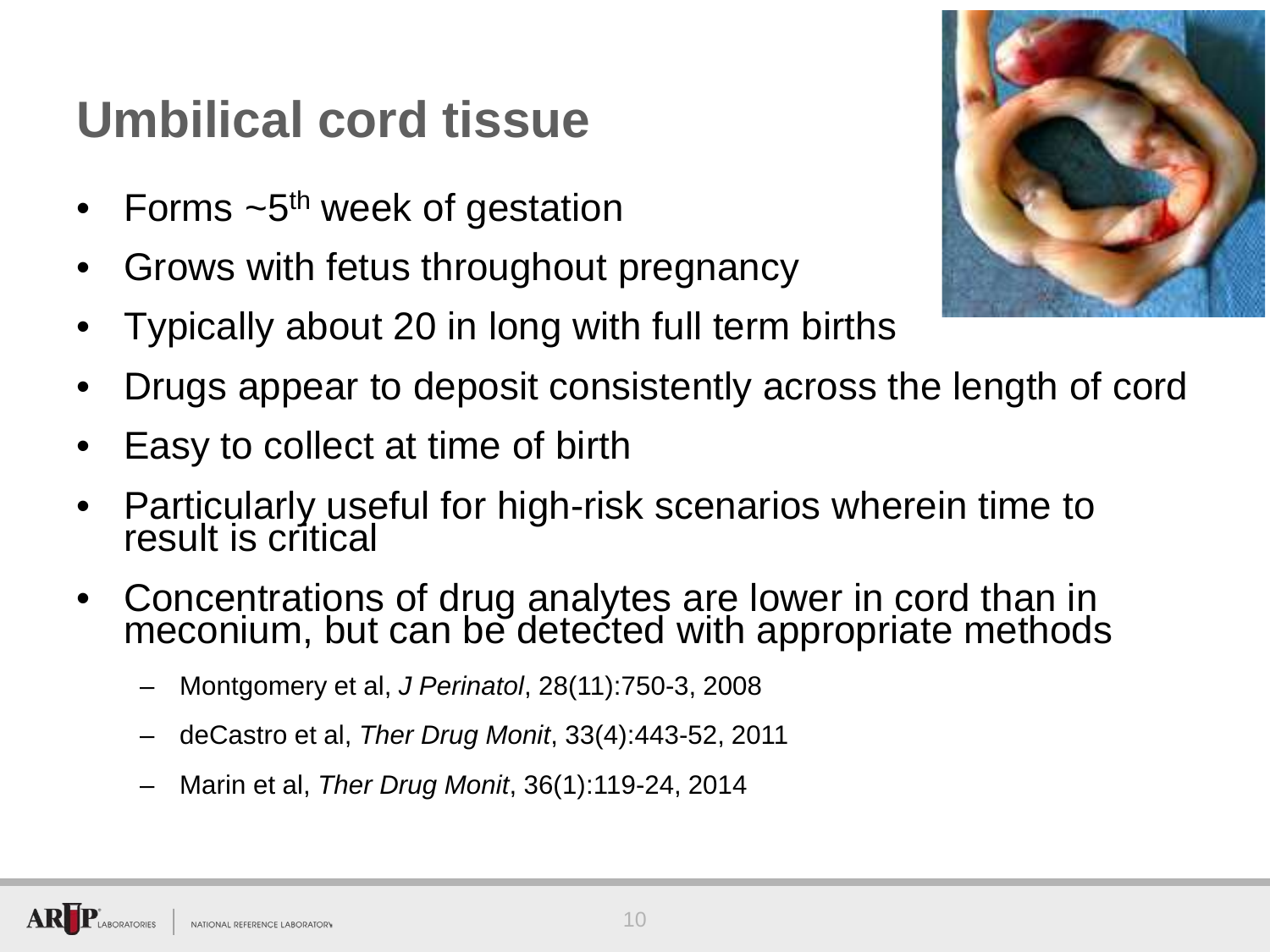# Umbilical cord tissue

- Forms ~5th week of gestation
- Grows with fetus throughout pregnancy
- Typically about 20 in long with full term births
- Drugs appear to deposit consistently across the length of cord
- Easy to collect at time of birth
- Particularly useful for high-risk scenarios wherein time to result is critical
- Concentrations of drug analytes are lower in cord than in meconium, but can be detected with appropriate methods
  - Montgomery et al, *J Perinatol*, 28(11):750-3, 2008
  - deCastro et al, *Ther Drug Monit*, 33(4):443-52, 2011
  - Marin et al, *Ther Drug Monit*, 36(1):119-24, 2014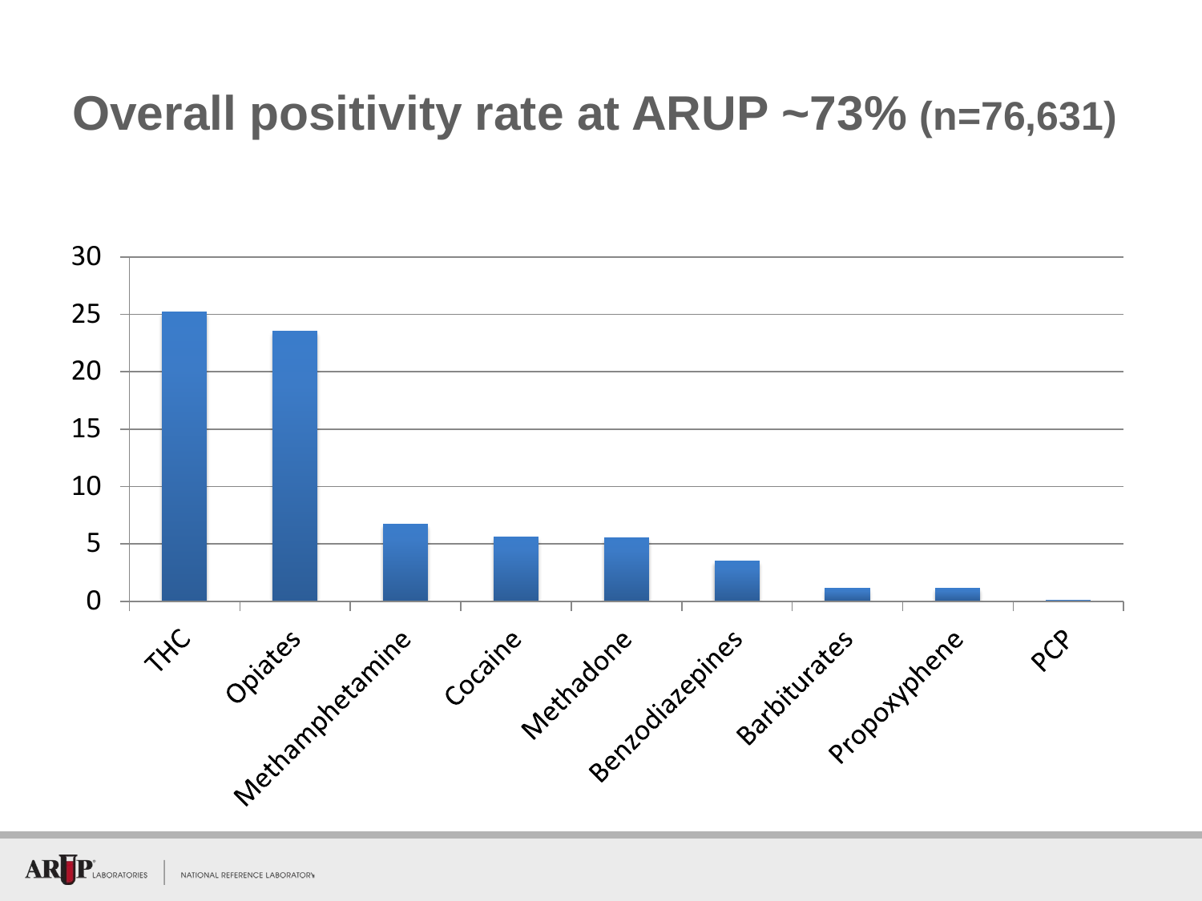# Overall positivity rate at ARUP ~73% (n=76,631)

| Drug | Value |
|---|---|
| THC | ~25 |
| Opiates | ~23.5 |
| Methamphetamine | ~6.7 |
| Cocaine | ~5.6 |
| Methadone | ~5.5 |
| Benzodiazepines | ~3.5 |
| Barbiturates | ~1.1 |
| Propoxyphene | ~1.1 |
| PCP | ~0.1 |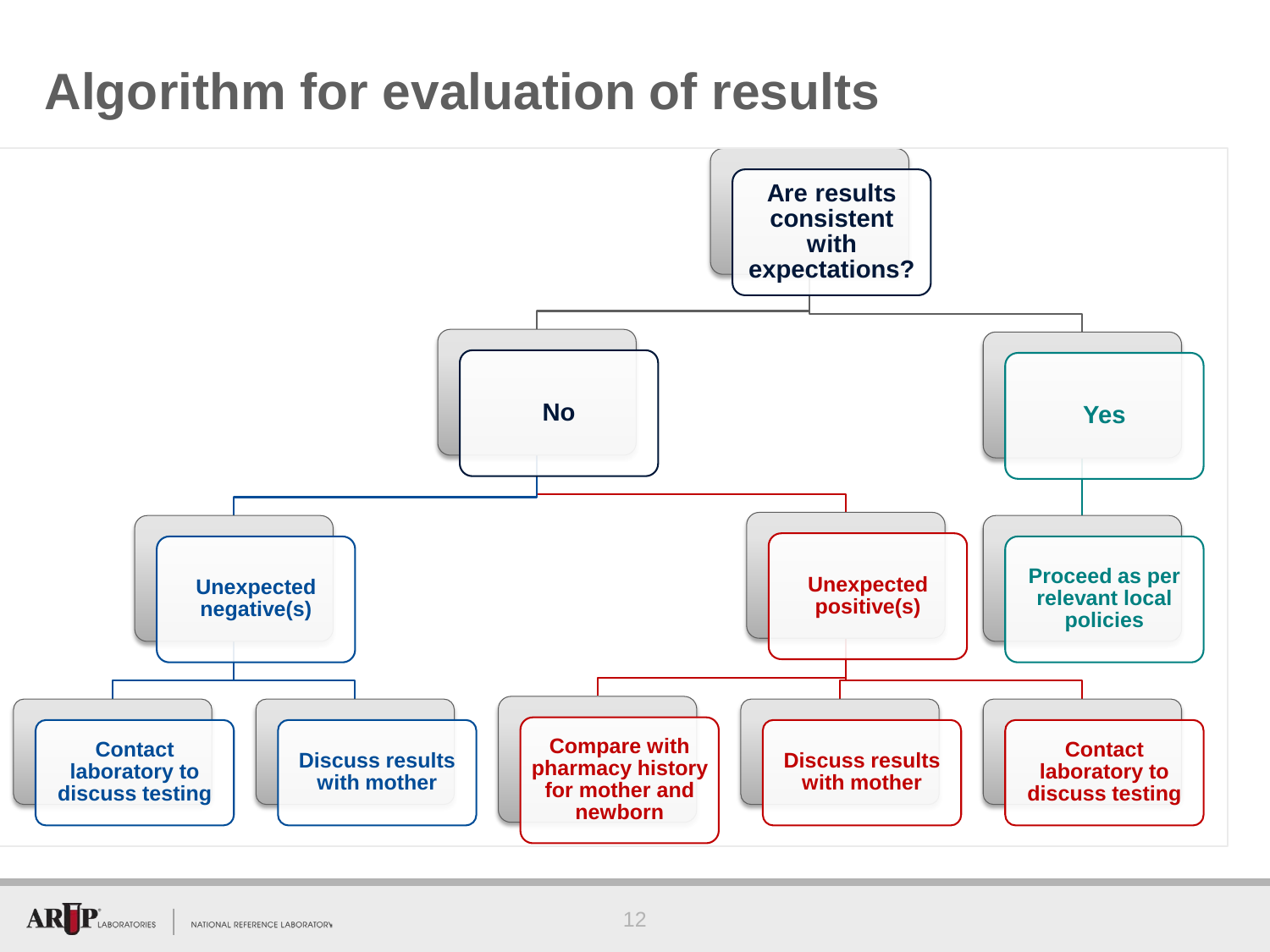# Algorithm for evaluation of results

- **Are results consistent with expectations?**
  - **No**
    - **Unexpected negative(s)**
      - Contact laboratory to discuss testing
      - Discuss results with mother
    - **Unexpected positive(s)**
      - Compare with pharmacy history for mother and newborn
      - Discuss results with mother
      - Contact laboratory to discuss testing
  - **Yes**
    - Proceed as per relevant local policies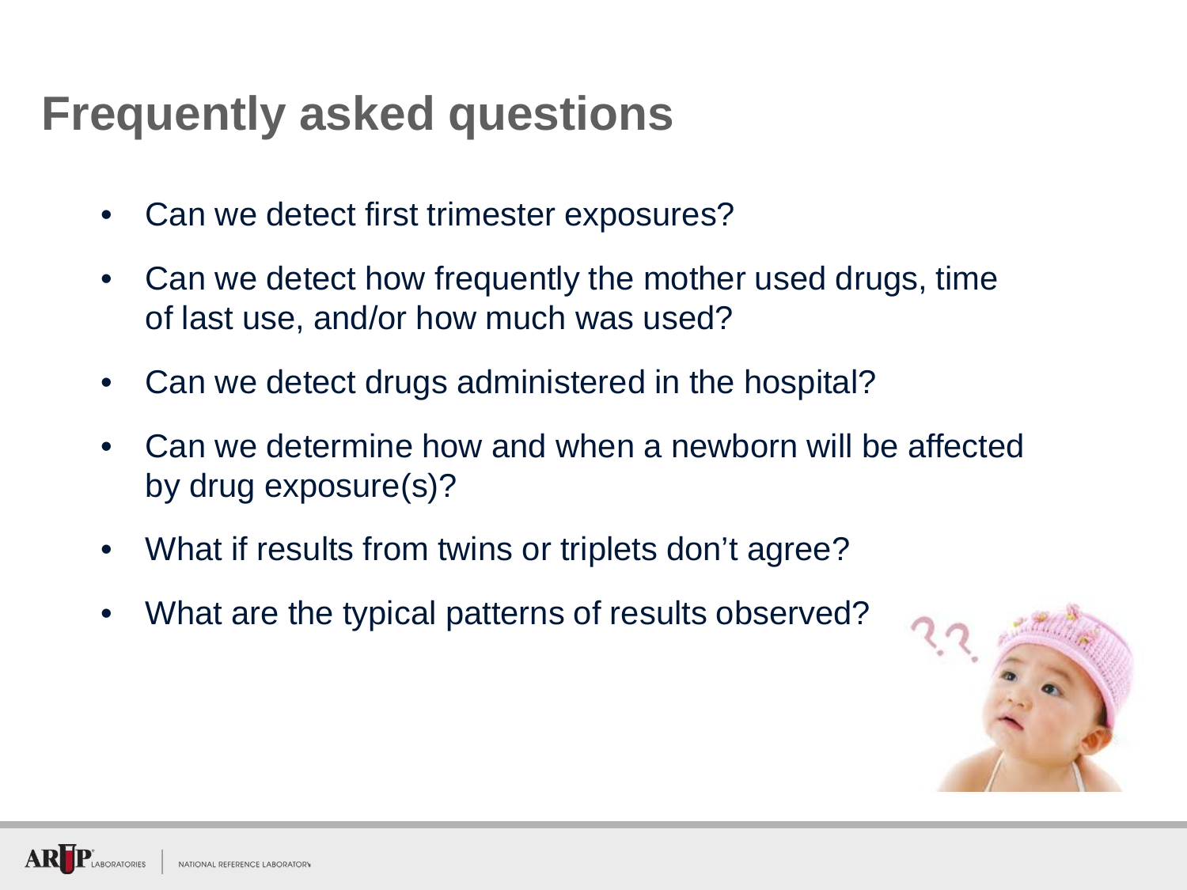# Frequently asked questions

- Can we detect first trimester exposures?
- Can we detect how frequently the mother used drugs, time of last use, and/or how much was used?
- Can we detect drugs administered in the hospital?
- Can we determine how and when a newborn will be affected by drug exposure(s)?
- What if results from twins or triplets don't agree?
- What are the typical patterns of results observed?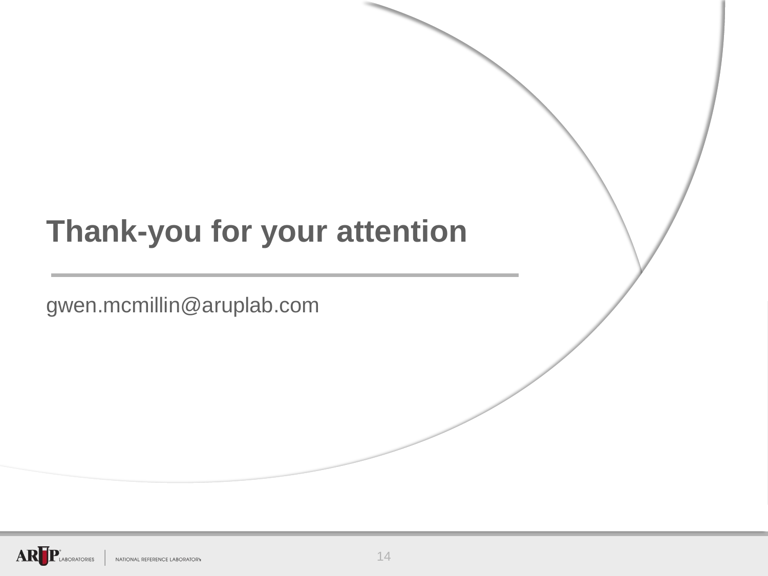# Thank-you for your attention

gwen.mcmillin@aruplab.com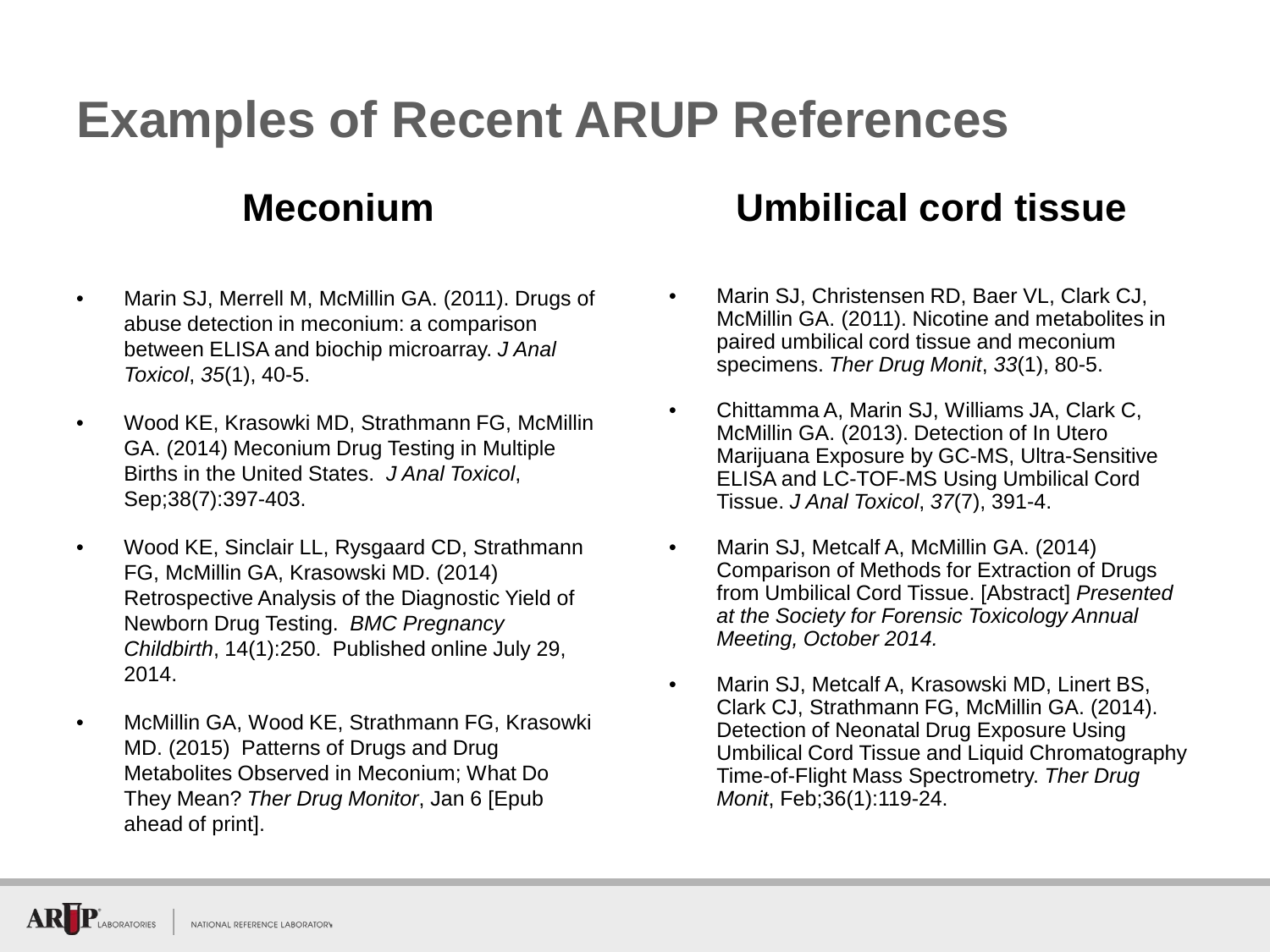# Examples of Recent ARUP References

## Meconium

- Marin SJ, Merrell M, McMillin GA. (2011). Drugs of abuse detection in meconium: a comparison between ELISA and biochip microarray. *J Anal Toxicol*, *35*(1), 40-5.
- Wood KE, Krasowki MD, Strathmann FG, McMillin GA. (2014) Meconium Drug Testing in Multiple Births in the United States. *J Anal Toxicol*, Sep;38(7):397-403.
- Wood KE, Sinclair LL, Rysgaard CD, Strathmann FG, McMillin GA, Krasowski MD. (2014) Retrospective Analysis of the Diagnostic Yield of Newborn Drug Testing. *BMC Pregnancy Childbirth*, 14(1):250. Published online July 29, 2014.
- McMillin GA, Wood KE, Strathmann FG, Krasowki MD. (2015) Patterns of Drugs and Drug Metabolites Observed in Meconium; What Do They Mean? *Ther Drug Monitor*, Jan 6 [Epub ahead of print].

## Umbilical cord tissue

- Marin SJ, Christensen RD, Baer VL, Clark CJ, McMillin GA. (2011). Nicotine and metabolites in paired umbilical cord tissue and meconium specimens. *Ther Drug Monit*, *33*(1), 80-5.
- Chittamma A, Marin SJ, Williams JA, Clark C, McMillin GA. (2013). Detection of In Utero Marijuana Exposure by GC-MS, Ultra-Sensitive ELISA and LC-TOF-MS Using Umbilical Cord Tissue. *J Anal Toxicol*, *37*(7), 391-4.
- Marin SJ, Metcalf A, McMillin GA. (2014) Comparison of Methods for Extraction of Drugs from Umbilical Cord Tissue. [Abstract] *Presented at the Society for Forensic Toxicology Annual Meeting, October 2014.*
- Marin SJ, Metcalf A, Krasowski MD, Linert BS, Clark CJ, Strathmann FG, McMillin GA. (2014). Detection of Neonatal Drug Exposure Using Umbilical Cord Tissue and Liquid Chromatography Time-of-Flight Mass Spectrometry. *Ther Drug Monit*, Feb;36(1):119-24.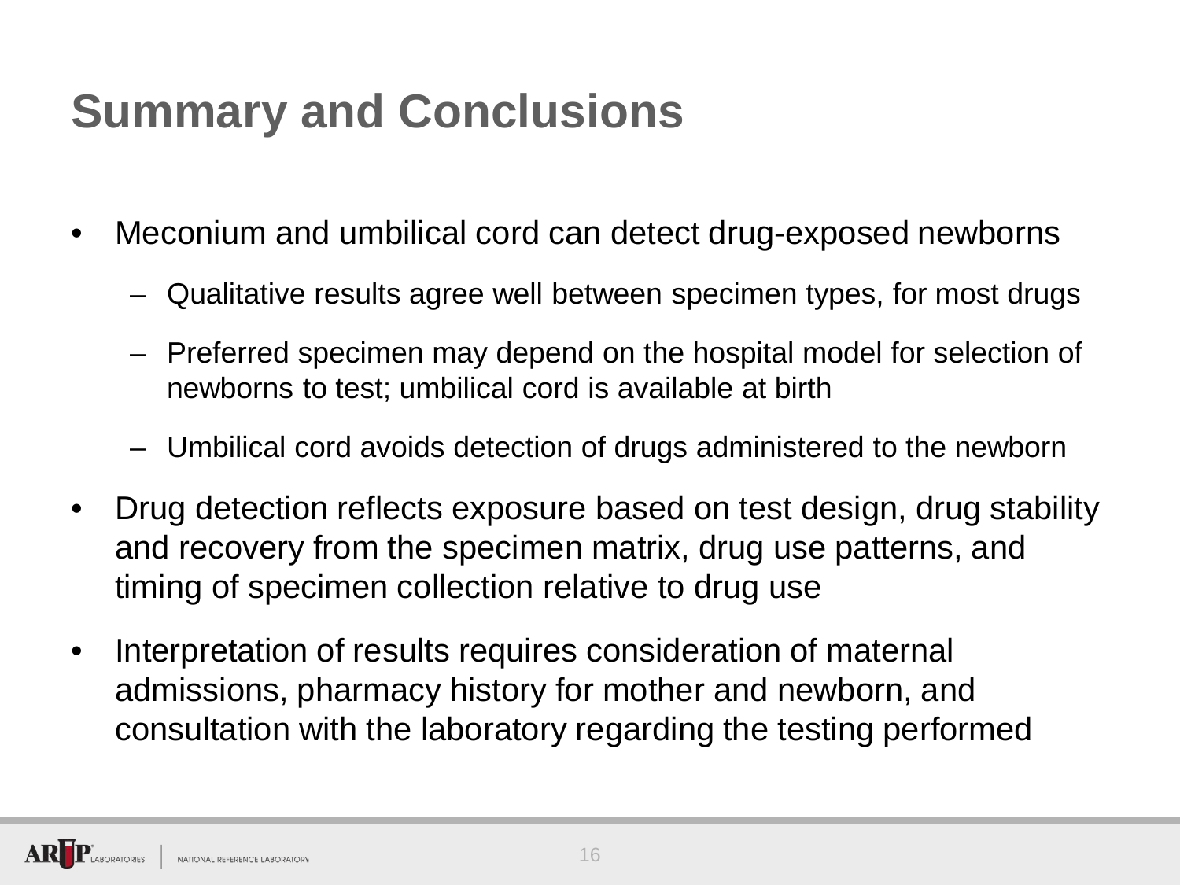# Summary and Conclusions

- Meconium and umbilical cord can detect drug-exposed newborns
  - Qualitative results agree well between specimen types, for most drugs
  - Preferred specimen may depend on the hospital model for selection of newborns to test; umbilical cord is available at birth
  - Umbilical cord avoids detection of drugs administered to the newborn
- Drug detection reflects exposure based on test design, drug stability and recovery from the specimen matrix, drug use patterns, and timing of specimen collection relative to drug use
- Interpretation of results requires consideration of maternal admissions, pharmacy history for mother and newborn, and consultation with the laboratory regarding the testing performed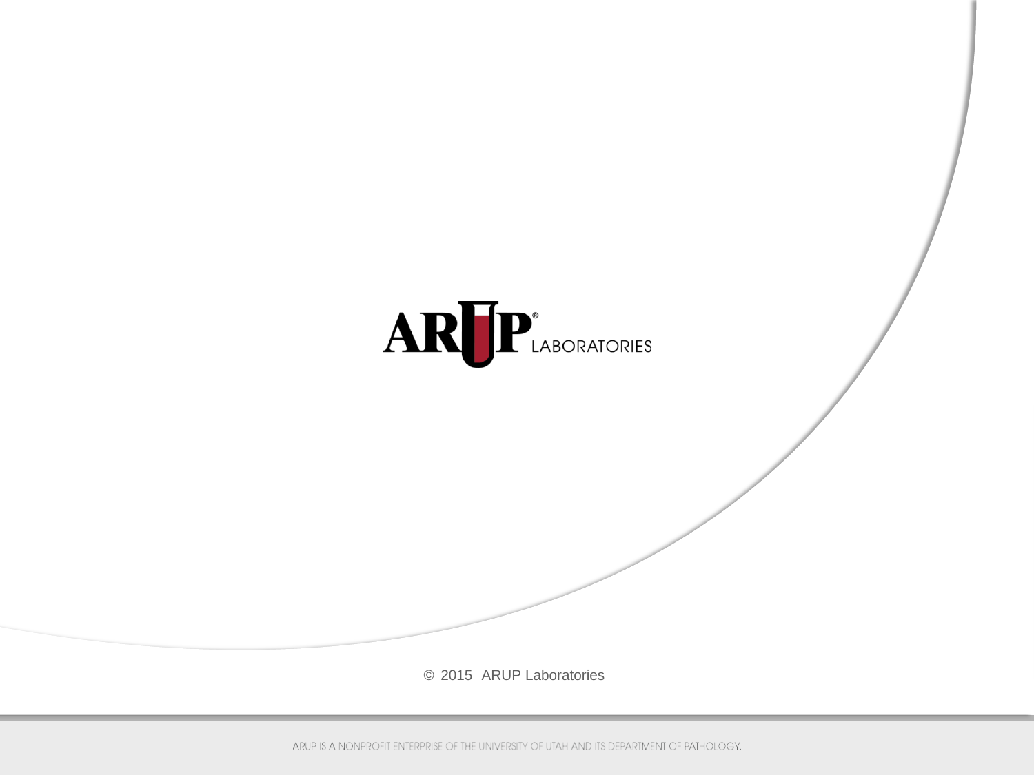ARUP LABORATORIES

© 2015 ARUP Laboratories

ARUP IS A NONPROFIT ENTERPRISE OF THE UNIVERSITY OF UTAH AND ITS DEPARTMENT OF PATHOLOGY.